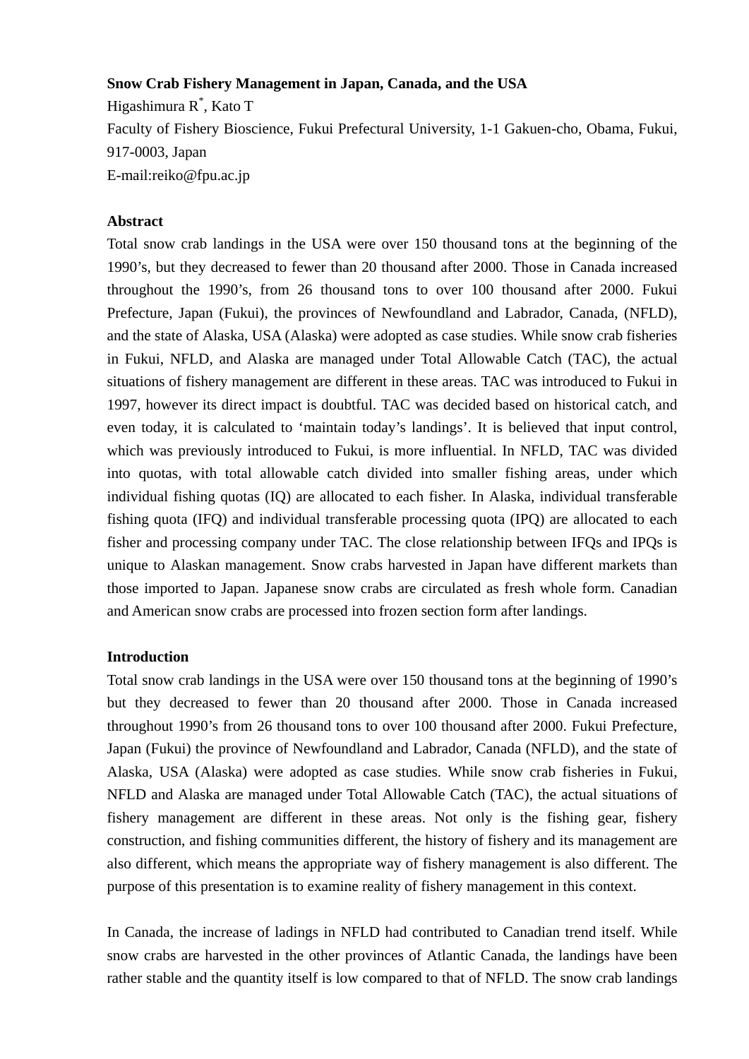**Snow Crab Fishery Management in Japan, Canada, and the USA**

Higashimura R[*], Kato T

Faculty of Fishery Bioscience, Fukui Prefectural University, 1-1 Gakuen-cho, Obama, Fukui, 917-0003, Japan

E-mail:reiko@fpu.ac.jp

## Abstract

Total snow crab landings in the USA were over 150 thousand tons at the beginning of the 1990's, but they decreased to fewer than 20 thousand after 2000. Those in Canada increased throughout the 1990's, from 26 thousand tons to over 100 thousand after 2000. Fukui Prefecture, Japan (Fukui), the provinces of Newfoundland and Labrador, Canada, (NFLD), and the state of Alaska, USA (Alaska) were adopted as case studies. While snow crab fisheries in Fukui, NFLD, and Alaska are managed under Total Allowable Catch (TAC), the actual situations of fishery management are different in these areas. TAC was introduced to Fukui in 1997, however its direct impact is doubtful. TAC was decided based on historical catch, and even today, it is calculated to 'maintain today's landings'. It is believed that input control, which was previously introduced to Fukui, is more influential. In NFLD, TAC was divided into quotas, with total allowable catch divided into smaller fishing areas, under which individual fishing quotas (IQ) are allocated to each fisher. In Alaska, individual transferable fishing quota (IFQ) and individual transferable processing quota (IPQ) are allocated to each fisher and processing company under TAC. The close relationship between IFQs and IPQs is unique to Alaskan management. Snow crabs harvested in Japan have different markets than those imported to Japan. Japanese snow crabs are circulated as fresh whole form. Canadian and American snow crabs are processed into frozen section form after landings.

## Introduction

Total snow crab landings in the USA were over 150 thousand tons at the beginning of 1990's but they decreased to fewer than 20 thousand after 2000. Those in Canada increased throughout 1990's from 26 thousand tons to over 100 thousand after 2000. Fukui Prefecture, Japan (Fukui) the province of Newfoundland and Labrador, Canada (NFLD), and the state of Alaska, USA (Alaska) were adopted as case studies. While snow crab fisheries in Fukui, NFLD and Alaska are managed under Total Allowable Catch (TAC), the actual situations of fishery management are different in these areas. Not only is the fishing gear, fishery construction, and fishing communities different, the history of fishery and its management are also different, which means the appropriate way of fishery management is also different. The purpose of this presentation is to examine reality of fishery management in this context.

In Canada, the increase of ladings in NFLD had contributed to Canadian trend itself. While snow crabs are harvested in the other provinces of Atlantic Canada, the landings have been rather stable and the quantity itself is low compared to that of NFLD. The snow crab landings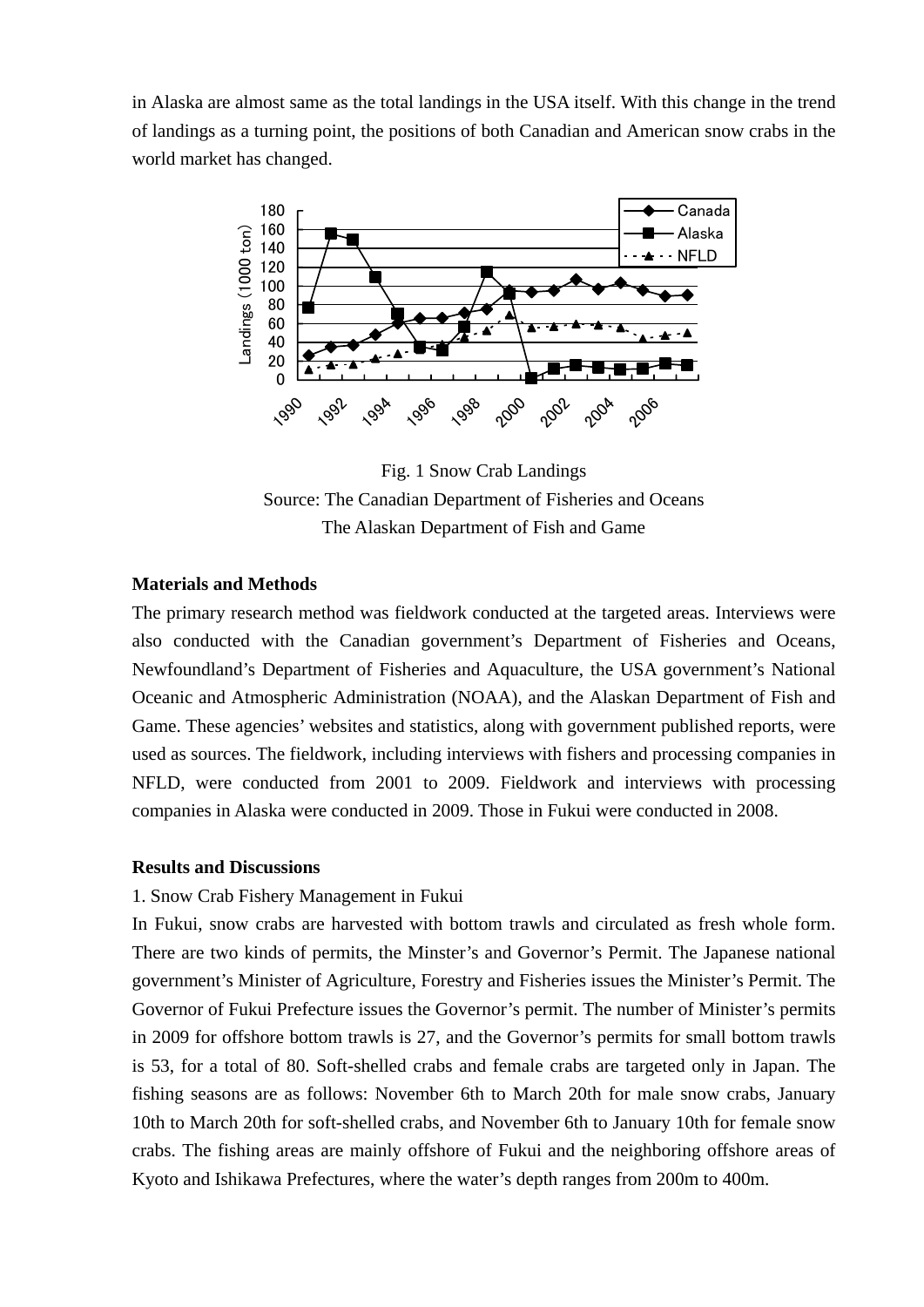in Alaska are almost same as the total landings in the USA itself. With this change in the trend of landings as a turning point, the positions of both Canadian and American snow crabs in the world market has changed.

Fig. 1 Snow Crab Landings
Source: The Canadian Department of Fisheries and Oceans
The Alaskan Department of Fish and Game

**Materials and Methods**

The primary research method was fieldwork conducted at the targeted areas. Interviews were also conducted with the Canadian government's Department of Fisheries and Oceans, Newfoundland's Department of Fisheries and Aquaculture, the USA government's National Oceanic and Atmospheric Administration (NOAA), and the Alaskan Department of Fish and Game. These agencies' websites and statistics, along with government published reports, were used as sources. The fieldwork, including interviews with fishers and processing companies in NFLD, were conducted from 2001 to 2009. Fieldwork and interviews with processing companies in Alaska were conducted in 2009. Those in Fukui were conducted in 2008.

**Results and Discussions**

1. Snow Crab Fishery Management in Fukui

In Fukui, snow crabs are harvested with bottom trawls and circulated as fresh whole form. There are two kinds of permits, the Minster's and Governor's Permit. The Japanese national government's Minister of Agriculture, Forestry and Fisheries issues the Minister's Permit. The Governor of Fukui Prefecture issues the Governor's permit. The number of Minister's permits in 2009 for offshore bottom trawls is 27, and the Governor's permits for small bottom trawls is 53, for a total of 80. Soft-shelled crabs and female crabs are targeted only in Japan. The fishing seasons are as follows: November 6th to March 20th for male snow crabs, January 10th to March 20th for soft-shelled crabs, and November 6th to January 10th for female snow crabs. The fishing areas are mainly offshore of Fukui and the neighboring offshore areas of Kyoto and Ishikawa Prefectures, where the water's depth ranges from 200m to 400m.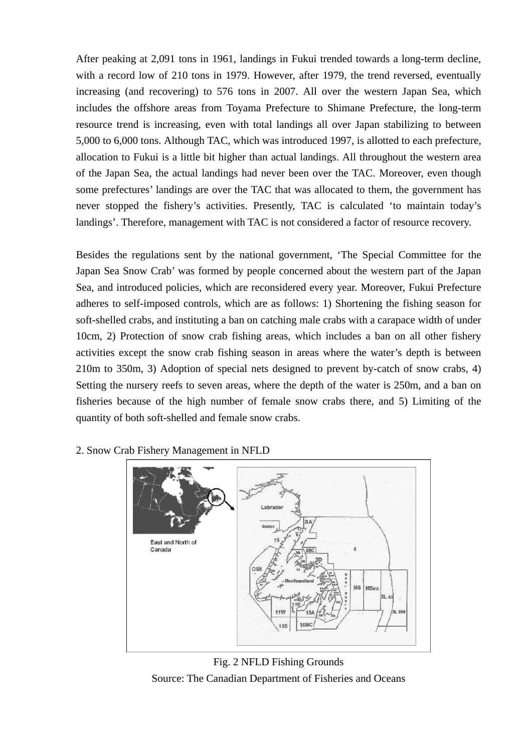After peaking at 2,091 tons in 1961, landings in Fukui trended towards a long-term decline, with a record low of 210 tons in 1979. However, after 1979, the trend reversed, eventually increasing (and recovering) to 576 tons in 2007. All over the western Japan Sea, which includes the offshore areas from Toyama Prefecture to Shimane Prefecture, the long-term resource trend is increasing, even with total landings all over Japan stabilizing to between 5,000 to 6,000 tons. Although TAC, which was introduced 1997, is allotted to each prefecture, allocation to Fukui is a little bit higher than actual landings. All throughout the western area of the Japan Sea, the actual landings had never been over the TAC. Moreover, even though some prefectures' landings are over the TAC that was allocated to them, the government has never stopped the fishery's activities. Presently, TAC is calculated 'to maintain today's landings'. Therefore, management with TAC is not considered a factor of resource recovery.

Besides the regulations sent by the national government, 'The Special Committee for the Japan Sea Snow Crab' was formed by people concerned about the western part of the Japan Sea, and introduced policies, which are reconsidered every year. Moreover, Fukui Prefecture adheres to self-imposed controls, which are as follows: 1) Shortening the fishing season for soft-shelled crabs, and instituting a ban on catching male crabs with a carapace width of under 10cm, 2) Protection of snow crab fishing areas, which includes a ban on all other fishery activities except the snow crab fishing season in areas where the water's depth is between 210m to 350m, 3) Adoption of special nets designed to prevent by-catch of snow crabs, 4) Setting the nursery reefs to seven areas, where the depth of the water is 250m, and a ban on fisheries because of the high number of female snow crabs there, and 5) Limiting of the quantity of both soft-shelled and female snow crabs.

## 2. Snow Crab Fishery Management in NFLD

Fig. 2 NFLD Fishing Grounds

Source: The Canadian Department of Fisheries and Oceans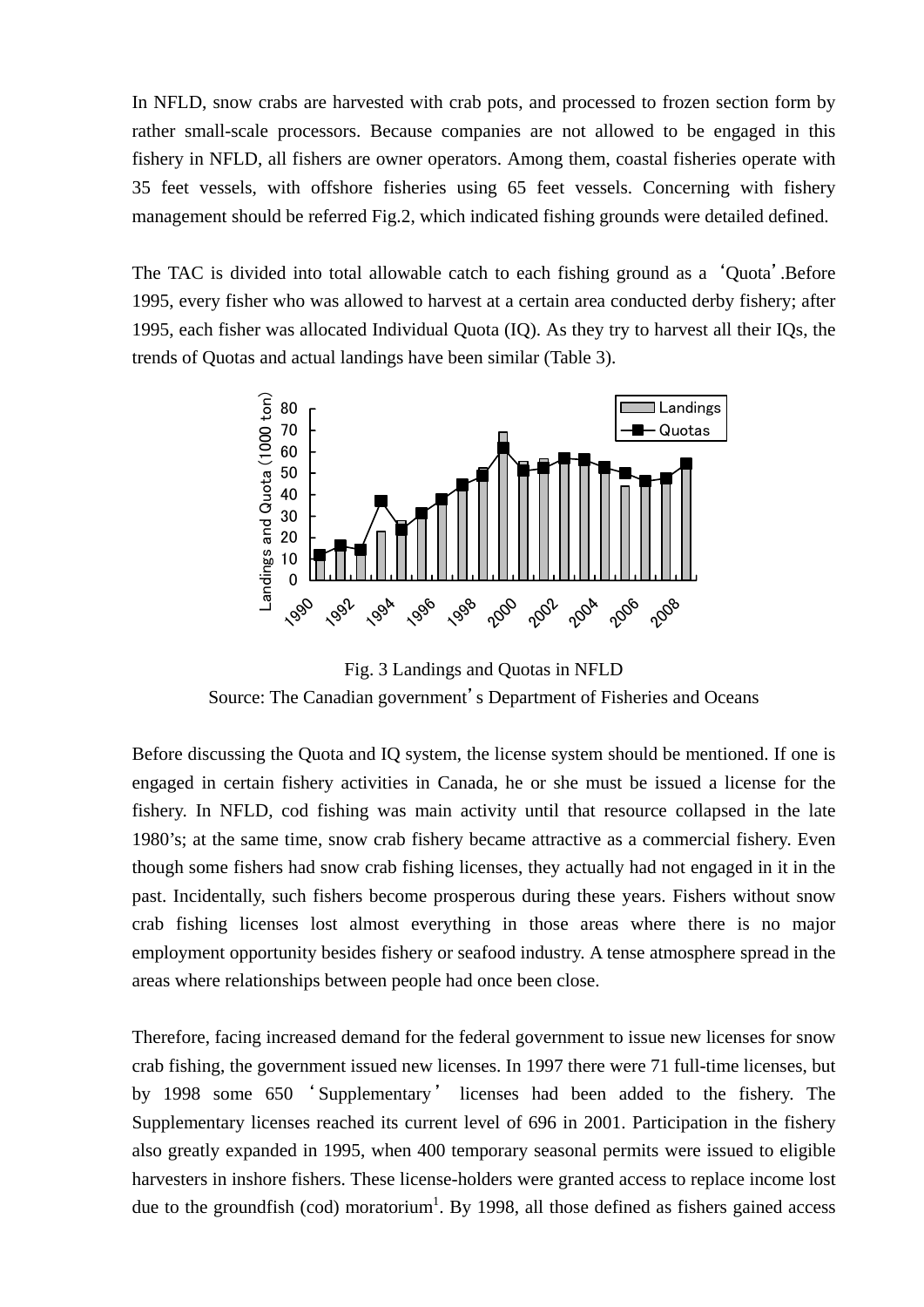In NFLD, snow crabs are harvested with crab pots, and processed to frozen section form by rather small-scale processors. Because companies are not allowed to be engaged in this fishery in NFLD, all fishers are owner operators. Among them, coastal fisheries operate with 35 feet vessels, with offshore fisheries using 65 feet vessels. Concerning with fishery management should be referred Fig.2, which indicated fishing grounds were detailed defined.

The TAC is divided into total allowable catch to each fishing ground as a 'Quota'.Before 1995, every fisher who was allowed to harvest at a certain area conducted derby fishery; after 1995, each fisher was allocated Individual Quota (IQ). As they try to harvest all their IQs, the trends of Quotas and actual landings have been similar (Table 3).

Fig. 3 Landings and Quotas in NFLD

Source: The Canadian government's Department of Fisheries and Oceans

Before discussing the Quota and IQ system, the license system should be mentioned. If one is engaged in certain fishery activities in Canada, he or she must be issued a license for the fishery. In NFLD, cod fishing was main activity until that resource collapsed in the late 1980's; at the same time, snow crab fishery became attractive as a commercial fishery. Even though some fishers had snow crab fishing licenses, they actually had not engaged in it in the past. Incidentally, such fishers become prosperous during these years. Fishers without snow crab fishing licenses lost almost everything in those areas where there is no major employment opportunity besides fishery or seafood industry. A tense atmosphere spread in the areas where relationships between people had once been close.

Therefore, facing increased demand for the federal government to issue new licenses for snow crab fishing, the government issued new licenses. In 1997 there were 71 full-time licenses, but by 1998 some 650 'Supplementary' licenses had been added to the fishery. The Supplementary licenses reached its current level of 696 in 2001. Participation in the fishery also greatly expanded in 1995, when 400 temporary seasonal permits were issued to eligible harvesters in inshore fishers. These license-holders were granted access to replace income lost due to the groundfish (cod) moratorium[1]. By 1998, all those defined as fishers gained access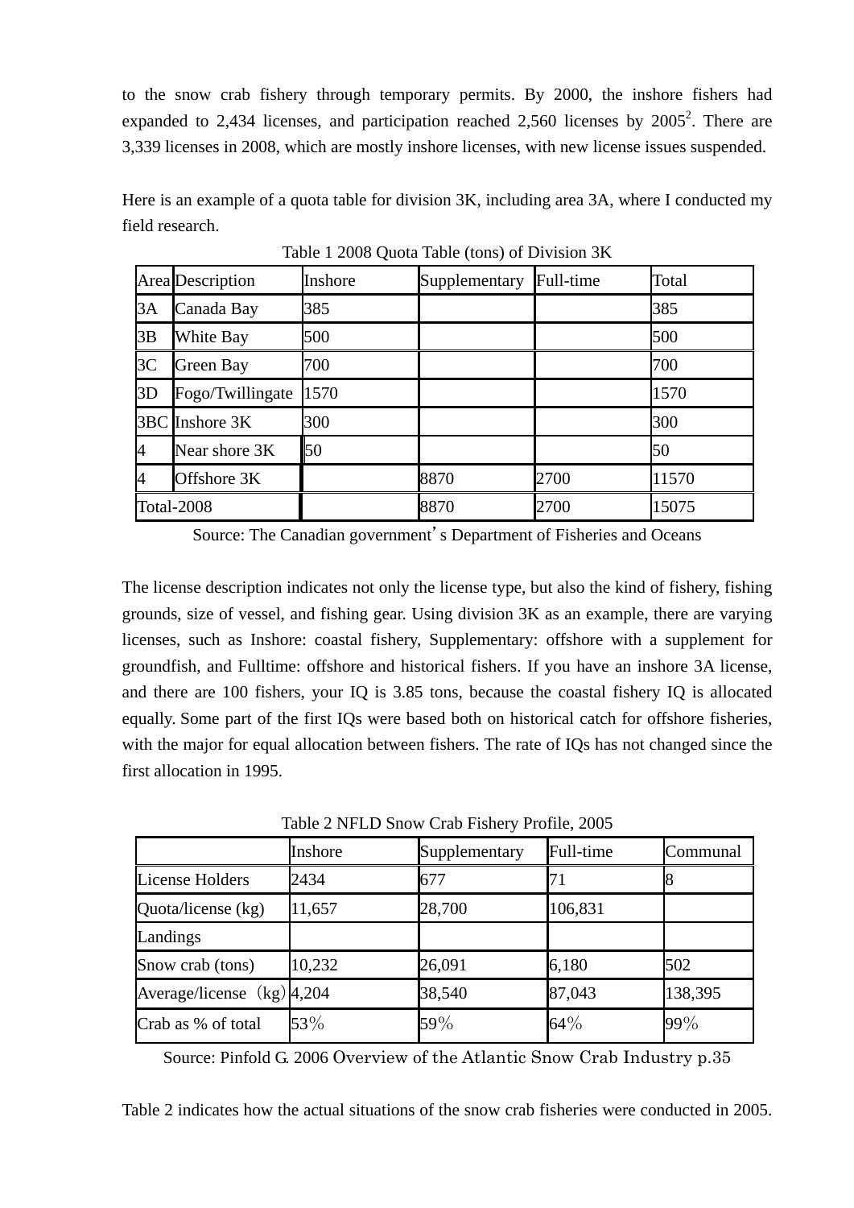to the snow crab fishery through temporary permits. By 2000, the inshore fishers had expanded to 2,434 licenses, and participation reached 2,560 licenses by 2005[2]. There are 3,339 licenses in 2008, which are mostly inshore licenses, with new license issues suspended.

Here is an example of a quota table for division 3K, including area 3A, where I conducted my field research.

Table 1 2008 Quota Table (tons) of Division 3K

| Area | Description | Inshore | Supplementary | Full-time | Total |
|---|---|---|---|---|---|
| 3A | Canada Bay | 385 | | | 385 |
| 3B | White Bay | 500 | | | 500 |
| 3C | Green Bay | 700 | | | 700 |
| 3D | Fogo/Twillingate | 1570 | | | 1570 |
| 3BC | Inshore 3K | 300 | | | 300 |
| 4 | Near shore 3K | 50 | | | 50 |
| 4 | Offshore 3K | | 8870 | 2700 | 11570 |
| Total-2008 | | | 8870 | 2700 | 15075 |

Source: The Canadian government's Department of Fisheries and Oceans

The license description indicates not only the license type, but also the kind of fishery, fishing grounds, size of vessel, and fishing gear. Using division 3K as an example, there are varying licenses, such as Inshore: coastal fishery, Supplementary: offshore with a supplement for groundfish, and Fulltime: offshore and historical fishers. If you have an inshore 3A license, and there are 100 fishers, your IQ is 3.85 tons, because the coastal fishery IQ is allocated equally. Some part of the first IQs were based both on historical catch for offshore fisheries, with the major for equal allocation between fishers. The rate of IQs has not changed since the first allocation in 1995.

Table 2 NFLD Snow Crab Fishery Profile, 2005

| | Inshore | Supplementary | Full-time | Communal |
|---|---|---|---|---|
| License Holders | 2434 | 677 | 71 | 8 |
| Quota/license (kg) | 11,657 | 28,700 | 106,831 | |
| Landings | | | | |
| Snow crab (tons) | 10,232 | 26,091 | 6,180 | 502 |
| Average/license （kg） | 4,204 | 38,540 | 87,043 | 138,395 |
| Crab as % of total | 53% | 59% | 64% | 99% |

Source: Pinfold G. 2006 Overview of the Atlantic Snow Crab Industry p.35

Table 2 indicates how the actual situations of the snow crab fisheries were conducted in 2005.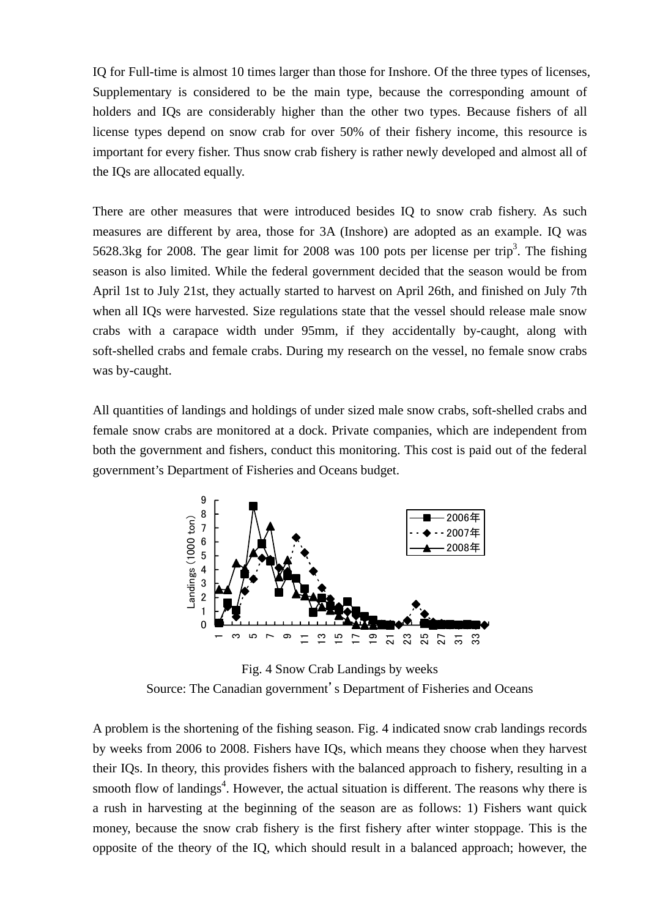IQ for Full-time is almost 10 times larger than those for Inshore. Of the three types of licenses, Supplementary is considered to be the main type, because the corresponding amount of holders and IQs are considerably higher than the other two types. Because fishers of all license types depend on snow crab for over 50% of their fishery income, this resource is important for every fisher. Thus snow crab fishery is rather newly developed and almost all of the IQs are allocated equally.

There are other measures that were introduced besides IQ to snow crab fishery. As such measures are different by area, those for 3A (Inshore) are adopted as an example. IQ was 5628.3kg for 2008. The gear limit for 2008 was 100 pots per license per trip[3]. The fishing season is also limited. While the federal government decided that the season would be from April 1st to July 21st, they actually started to harvest on April 26th, and finished on July 7th when all IQs were harvested. Size regulations state that the vessel should release male snow crabs with a carapace width under 95mm, if they accidentally by-caught, along with soft-shelled crabs and female crabs. During my research on the vessel, no female snow crabs was by-caught.

All quantities of landings and holdings of under sized male snow crabs, soft-shelled crabs and female snow crabs are monitored at a dock. Private companies, which are independent from both the government and fishers, conduct this monitoring. This cost is paid out of the federal government's Department of Fisheries and Oceans budget.

Fig. 4 Snow Crab Landings by weeks

Source: The Canadian government's Department of Fisheries and Oceans

A problem is the shortening of the fishing season. Fig. 4 indicated snow crab landings records by weeks from 2006 to 2008. Fishers have IQs, which means they choose when they harvest their IQs. In theory, this provides fishers with the balanced approach to fishery, resulting in a smooth flow of landings[4]. However, the actual situation is different. The reasons why there is a rush in harvesting at the beginning of the season are as follows: 1) Fishers want quick money, because the snow crab fishery is the first fishery after winter stoppage. This is the opposite of the theory of the IQ, which should result in a balanced approach; however, the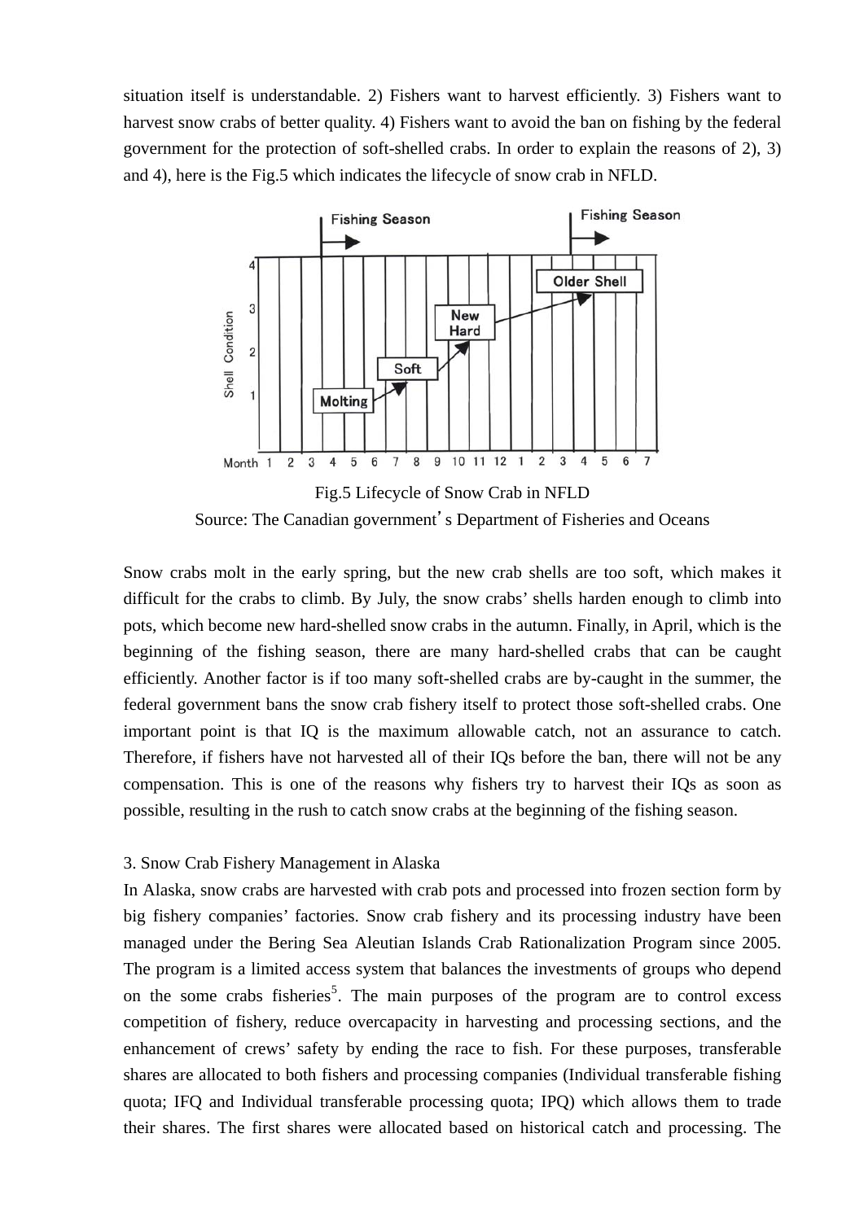situation itself is understandable. 2) Fishers want to harvest efficiently. 3) Fishers want to harvest snow crabs of better quality. 4) Fishers want to avoid the ban on fishing by the federal government for the protection of soft-shelled crabs. In order to explain the reasons of 2), 3) and 4), here is the Fig.5 which indicates the lifecycle of snow crab in NFLD.

Fig.5 Lifecycle of Snow Crab in NFLD

Source: The Canadian government's Department of Fisheries and Oceans

Snow crabs molt in the early spring, but the new crab shells are too soft, which makes it difficult for the crabs to climb. By July, the snow crabs' shells harden enough to climb into pots, which become new hard-shelled snow crabs in the autumn. Finally, in April, which is the beginning of the fishing season, there are many hard-shelled crabs that can be caught efficiently. Another factor is if too many soft-shelled crabs are by-caught in the summer, the federal government bans the snow crab fishery itself to protect those soft-shelled crabs. One important point is that IQ is the maximum allowable catch, not an assurance to catch. Therefore, if fishers have not harvested all of their IQs before the ban, there will not be any compensation. This is one of the reasons why fishers try to harvest their IQs as soon as possible, resulting in the rush to catch snow crabs at the beginning of the fishing season.

3. Snow Crab Fishery Management in Alaska

In Alaska, snow crabs are harvested with crab pots and processed into frozen section form by big fishery companies' factories. Snow crab fishery and its processing industry have been managed under the Bering Sea Aleutian Islands Crab Rationalization Program since 2005. The program is a limited access system that balances the investments of groups who depend on the some crabs fisheries[5]. The main purposes of the program are to control excess competition of fishery, reduce overcapacity in harvesting and processing sections, and the enhancement of crews' safety by ending the race to fish. For these purposes, transferable shares are allocated to both fishers and processing companies (Individual transferable fishing quota; IFQ and Individual transferable processing quota; IPQ) which allows them to trade their shares. The first shares were allocated based on historical catch and processing. The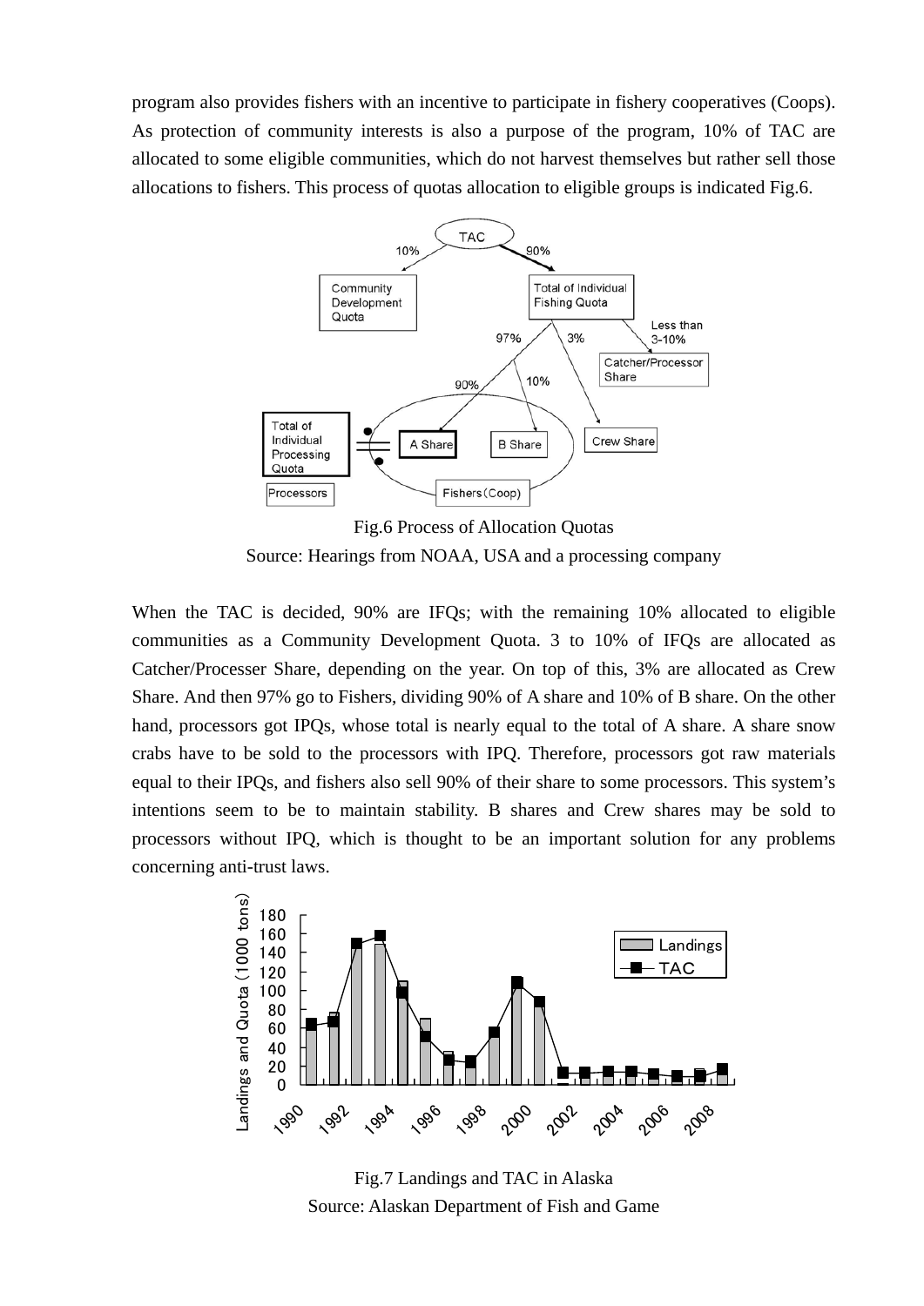program also provides fishers with an incentive to participate in fishery cooperatives (Coops). As protection of community interests is also a purpose of the program, 10% of TAC are allocated to some eligible communities, which do not harvest themselves but rather sell those allocations to fishers. This process of quotas allocation to eligible groups is indicated Fig.6.

Fig.6 Process of Allocation Quotas

Source: Hearings from NOAA, USA and a processing company

When the TAC is decided, 90% are IFQs; with the remaining 10% allocated to eligible communities as a Community Development Quota. 3 to 10% of IFQs are allocated as Catcher/Processer Share, depending on the year. On top of this, 3% are allocated as Crew Share. And then 97% go to Fishers, dividing 90% of A share and 10% of B share. On the other hand, processors got IPQs, whose total is nearly equal to the total of A share. A share snow crabs have to be sold to the processors with IPQ. Therefore, processors got raw materials equal to their IPQs, and fishers also sell 90% of their share to some processors. This system's intentions seem to be to maintain stability. B shares and Crew shares may be sold to processors without IPQ, which is thought to be an important solution for any problems concerning anti-trust laws.

Fig.7 Landings and TAC in Alaska

Source: Alaskan Department of Fish and Game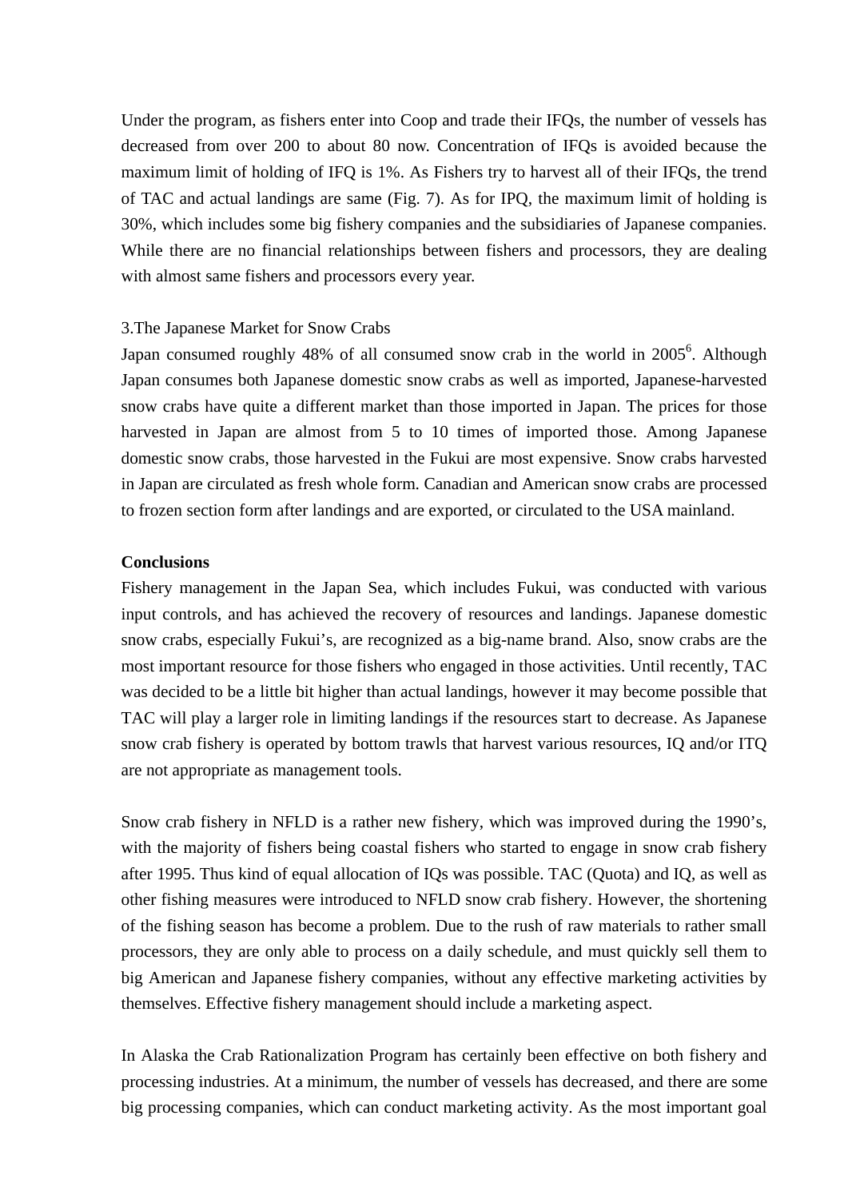Under the program, as fishers enter into Coop and trade their IFQs, the number of vessels has decreased from over 200 to about 80 now. Concentration of IFQs is avoided because the maximum limit of holding of IFQ is 1%. As Fishers try to harvest all of their IFQs, the trend of TAC and actual landings are same (Fig. 7). As for IPQ, the maximum limit of holding is 30%, which includes some big fishery companies and the subsidiaries of Japanese companies. While there are no financial relationships between fishers and processors, they are dealing with almost same fishers and processors every year.

3.The Japanese Market for Snow Crabs

Japan consumed roughly 48% of all consumed snow crab in the world in 2005[6]. Although Japan consumes both Japanese domestic snow crabs as well as imported, Japanese-harvested snow crabs have quite a different market than those imported in Japan. The prices for those harvested in Japan are almost from 5 to 10 times of imported those. Among Japanese domestic snow crabs, those harvested in the Fukui are most expensive. Snow crabs harvested in Japan are circulated as fresh whole form. Canadian and American snow crabs are processed to frozen section form after landings and are exported, or circulated to the USA mainland.

**Conclusions**

Fishery management in the Japan Sea, which includes Fukui, was conducted with various input controls, and has achieved the recovery of resources and landings. Japanese domestic snow crabs, especially Fukui's, are recognized as a big-name brand. Also, snow crabs are the most important resource for those fishers who engaged in those activities. Until recently, TAC was decided to be a little bit higher than actual landings, however it may become possible that TAC will play a larger role in limiting landings if the resources start to decrease. As Japanese snow crab fishery is operated by bottom trawls that harvest various resources, IQ and/or ITQ are not appropriate as management tools.

Snow crab fishery in NFLD is a rather new fishery, which was improved during the 1990's, with the majority of fishers being coastal fishers who started to engage in snow crab fishery after 1995. Thus kind of equal allocation of IQs was possible. TAC (Quota) and IQ, as well as other fishing measures were introduced to NFLD snow crab fishery. However, the shortening of the fishing season has become a problem. Due to the rush of raw materials to rather small processors, they are only able to process on a daily schedule, and must quickly sell them to big American and Japanese fishery companies, without any effective marketing activities by themselves. Effective fishery management should include a marketing aspect.

In Alaska the Crab Rationalization Program has certainly been effective on both fishery and processing industries. At a minimum, the number of vessels has decreased, and there are some big processing companies, which can conduct marketing activity. As the most important goal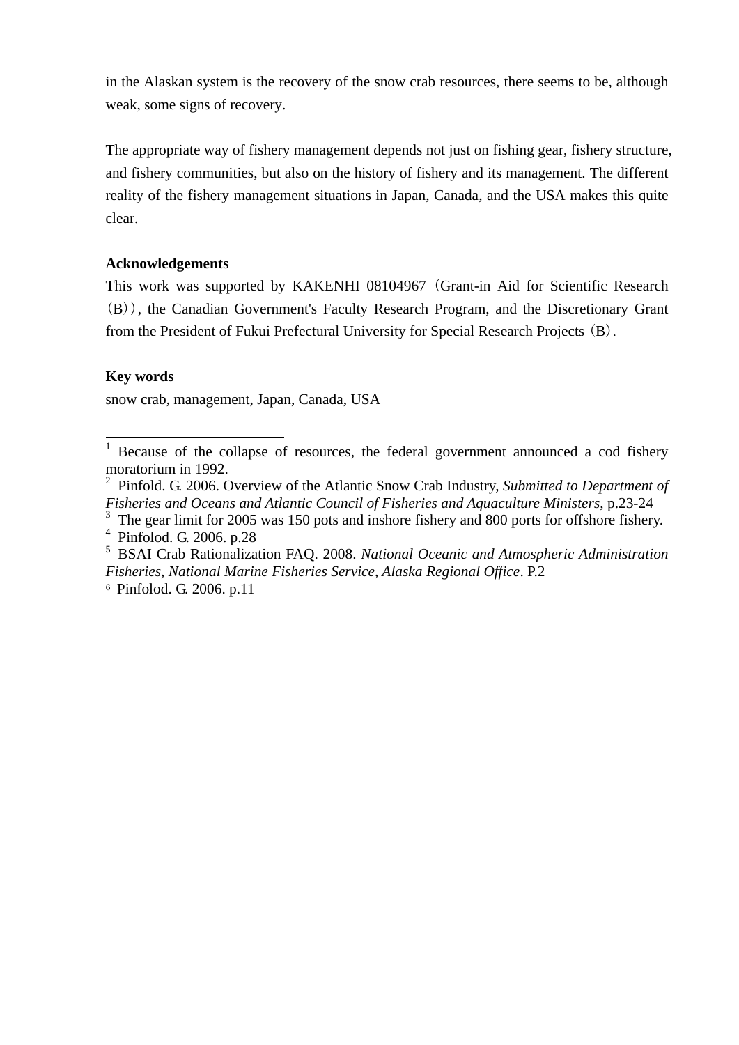in the Alaskan system is the recovery of the snow crab resources, there seems to be, although weak, some signs of recovery.

The appropriate way of fishery management depends not just on fishing gear, fishery structure, and fishery communities, but also on the history of fishery and its management. The different reality of the fishery management situations in Japan, Canada, and the USA makes this quite clear.

**Acknowledgements**

This work was supported by KAKENHI 08104967（Grant-in Aid for Scientific Research（B））, the Canadian Government's Faculty Research Program, and the Discretionary Grant from the President of Fukui Prefectural University for Special Research Projects（B）.

**Key words**

snow crab, management, Japan, Canada, USA

---

[1] Because of the collapse of resources, the federal government announced a cod fishery moratorium in 1992.

[2] Pinfold. G. 2006. Overview of the Atlantic Snow Crab Industry, *Submitted to Department of Fisheries and Oceans and Atlantic Council of Fisheries and Aquaculture Ministers*, p.23-24

[3] The gear limit for 2005 was 150 pots and inshore fishery and 800 ports for offshore fishery.

[4] Pinfolod. G. 2006. p.28

[5] BSAI Crab Rationalization FAQ. 2008. *National Oceanic and Atmospheric Administration Fisheries, National Marine Fisheries Service, Alaska Regional Office*. P.2

[6] Pinfolod. G. 2006. p.11